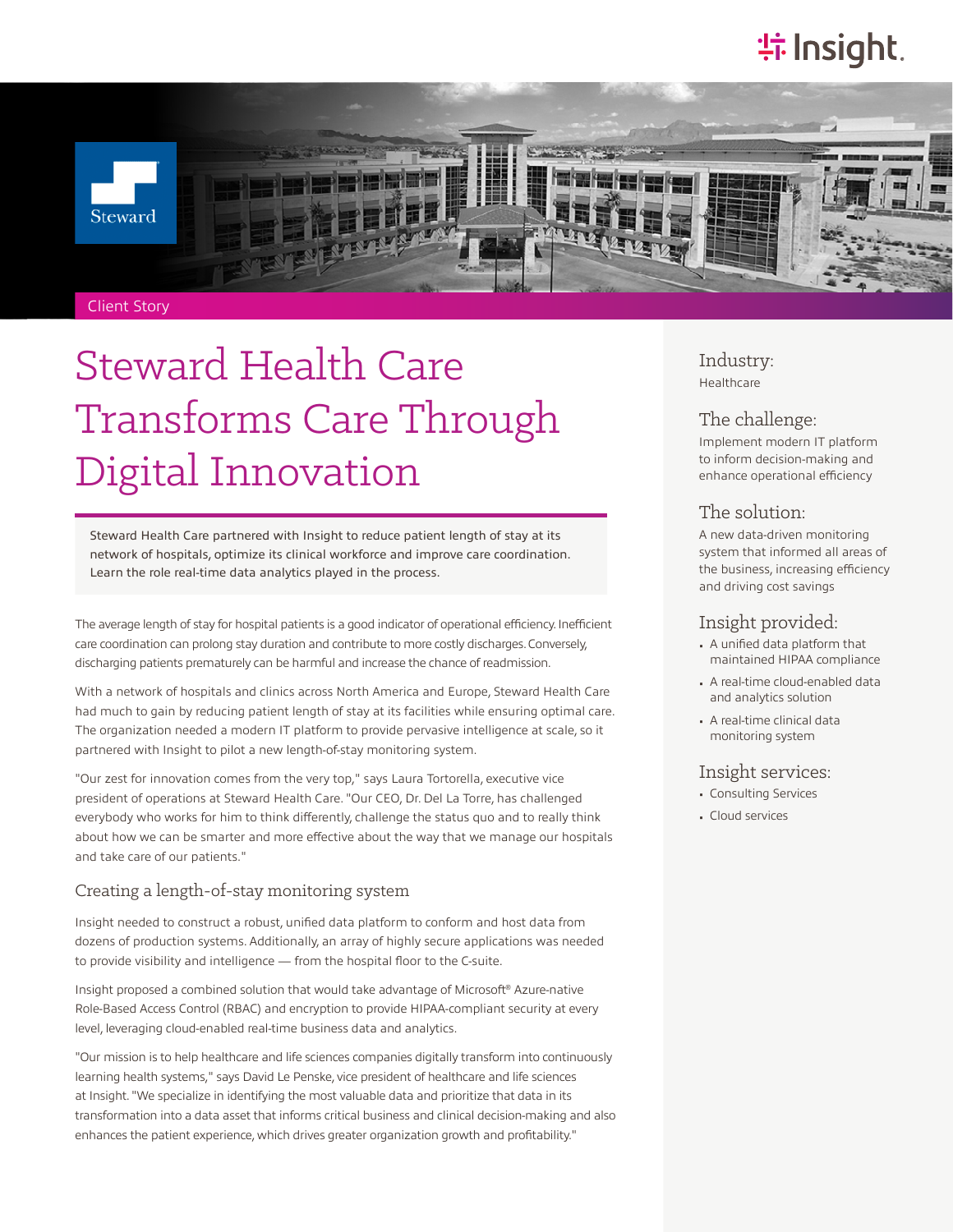Client Story

# Steward Health Care Transforms Care Through Digital Innovation

Steward Health Care partnered with Insight to reduce patient length of stay at its network of hospitals, optimize its clinical workforce and improve care coordination. Learn the role real-time data analytics played in the process.

The average length of stay for hospital patients is a good indicator of operational efficiency. Inefficient care coordination can prolong stay duration and contribute to more costly discharges. Conversely, discharging patients prematurely can be harmful and increase the chance of readmission.

With a network of hospitals and clinics across North America and Europe, Steward Health Care had much to gain by reducing patient length of stay at its facilities while ensuring optimal care. The organization needed a modern IT platform to provide pervasive intelligence at scale, so it partnered with Insight to pilot a new length-of-stay monitoring system.

"Our zest for innovation comes from the very top," says Laura Tortorella, executive vice president of operations at Steward Health Care. "Our CEO, Dr. Del La Torre, has challenged everybody who works for him to think differently, challenge the status quo and to really think about how we can be smarter and more effective about the way that we manage our hospitals and take care of our patients."

## Creating a length-of-stay monitoring system

Insight needed to construct a robust, unified data platform to conform and host data from dozens of production systems. Additionally, an array of highly secure applications was needed to provide visibility and intelligence — from the hospital floor to the C-suite.

Insight proposed a combined solution that would take advantage of Microsoft® Azure-native Role-Based Access Control (RBAC) and encryption to provide HIPAA-compliant security at every level, leveraging cloud-enabled real-time business data and analytics.

"Our mission is to help healthcare and life sciences companies digitally transform into continuously learning health systems," says David Le Penske, vice president of healthcare and life sciences at Insight. "We specialize in identifying the most valuable data and prioritize that data in its transformation into a data asset that informs critical business and clinical decision-making and also enhances the patient experience, which drives greater organization growth and profitability."

### Industry:

Healthcare

### The challenge:

Implement modern IT platform to inform decision-making and enhance operational efficiency

### The solution:

A new data-driven monitoring system that informed all areas of the business, increasing efficiency and driving cost savings

### Insight provided:

- A unified data platform that maintained HIPAA compliance
- A real-time cloud-enabled data and analytics solution
- A real-time clinical data monitoring system

### Insight services:

- Consulting Services
- Cloud services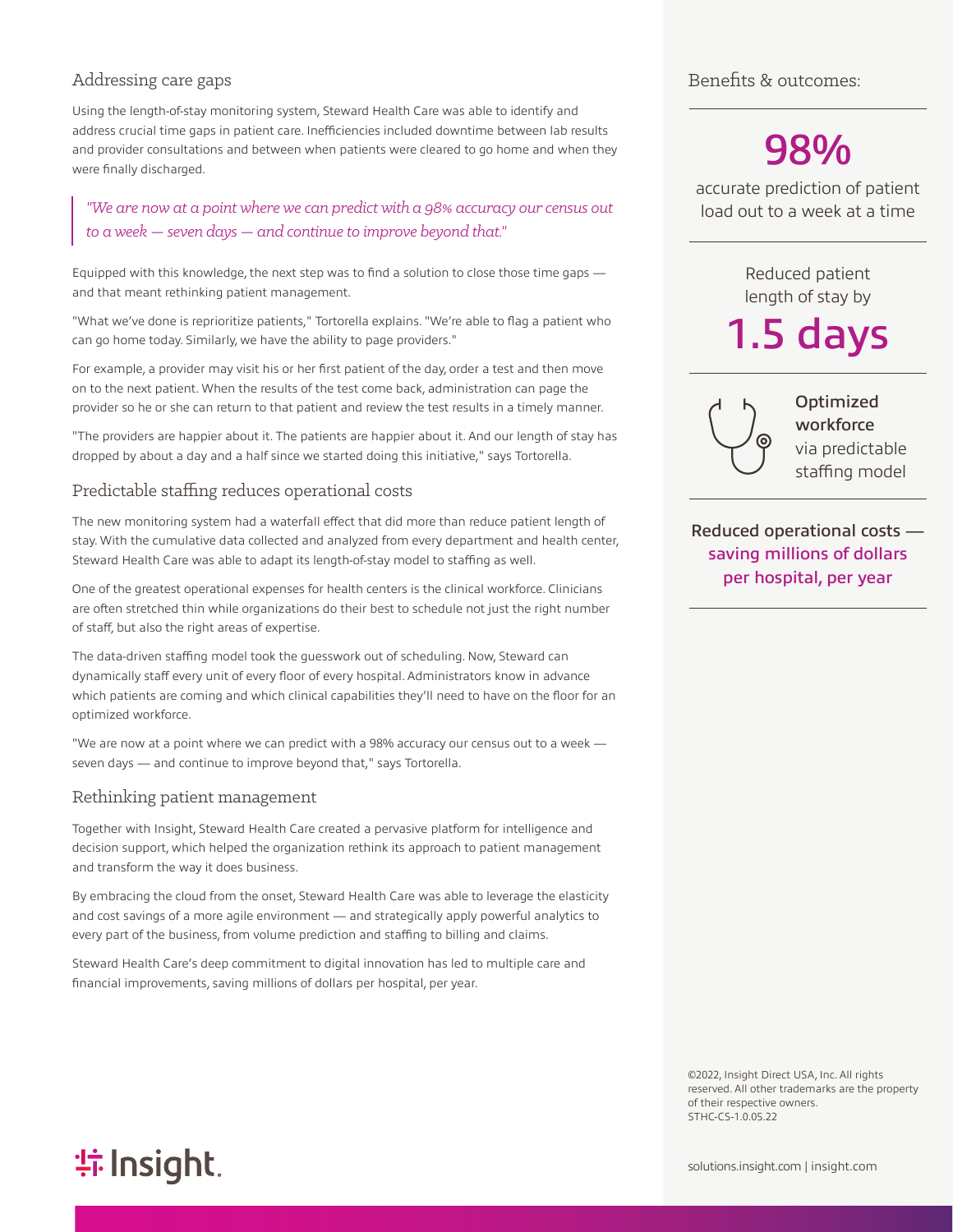## Addressing care gaps

Using the length-of-stay monitoring system, Steward Health Care was able to identify and address crucial time gaps in patient care. Inefficiencies included downtime between lab results and provider consultations and between when patients were cleared to go home and when they were finally discharged.

> *"We are now at a point where we can predict with a 98% accuracy our census out to a week — seven days — and continue to improve beyond that."*

Equipped with this knowledge, the next step was to find a solution to close those time gaps — and that meant rethinking patient management.

"What we've done is reprioritize patients," Tortorella explains. "We're able to flag a patient who can go home today. Similarly, we have the ability to page providers."

For example, a provider may visit his or her first patient of the day, order a test and then move on to the next patient. When the results of the test come back, administration can page the provider so he or she can return to that patient and review the test results in a timely manner.

"The providers are happier about it. The patients are happier about it. And our length of stay has dropped by about a day and a half since we started doing this initiative," says Tortorella.

## Predictable staffing reduces operational costs

The new monitoring system had a waterfall effect that did more than reduce patient length of stay. With the cumulative data collected and analyzed from every department and health center, Steward Health Care was able to adapt its length-of-stay model to staffing as well.

One of the greatest operational expenses for health centers is the clinical workforce. Clinicians are often stretched thin while organizations do their best to schedule not just the right number of staff, but also the right areas of expertise.

The data-driven staffing model took the guesswork out of scheduling. Now, Steward can dynamically staff every unit of every floor of every hospital. Administrators know in advance which patients are coming and which clinical capabilities they'll need to have on the floor for an optimized workforce.

"We are now at a point where we can predict with a 98% accuracy our census out to a week — seven days — and continue to improve beyond that," says Tortorella.

## Rethinking patient management

Together with Insight, Steward Health Care created a pervasive platform for intelligence and decision support, which helped the organization rethink its approach to patient management and transform the way it does business.

By embracing the cloud from the onset, Steward Health Care was able to leverage the elasticity and cost savings of a more agile environment — and strategically apply powerful analytics to every part of the business, from volume prediction and staffing to billing and claims.

Steward Health Care's deep commitment to digital innovation has led to multiple care and financial improvements, saving millions of dollars per hospital, per year.

## Benefits & outcomes:

**98%**

accurate prediction of patient load out to a week at a time

Reduced patient length of stay by

**1.5 days**

**Optimized workforce** via predictable staffing model

**Reduced operational costs — saving millions of dollars per hospital, per year**

©2022, Insight Direct USA, Inc. All rights reserved. All other trademarks are the property of their respective owners.
STHC-CS-1.0.05.22

Insight.

solutions.insight.com | insight.com